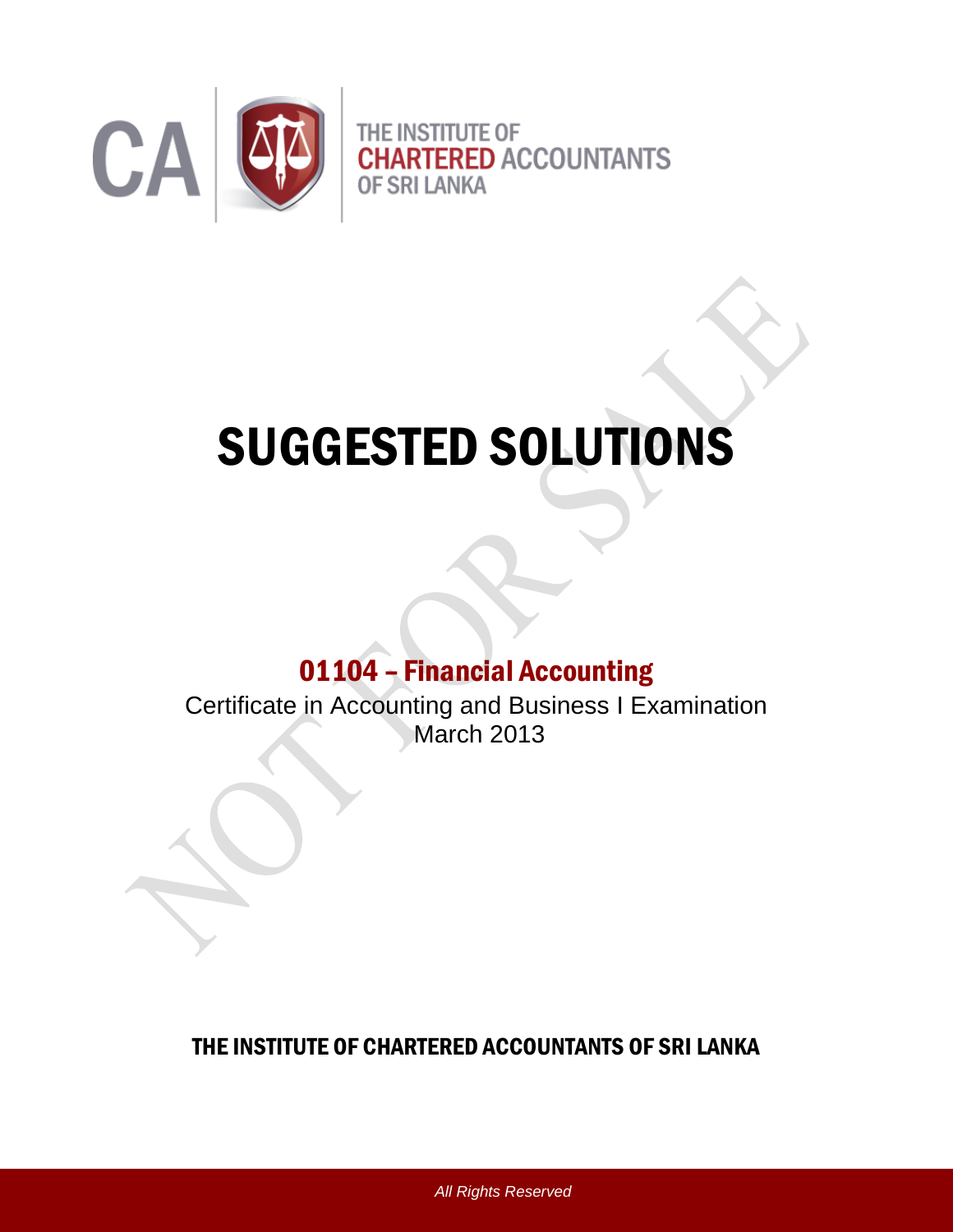CA | THE INSTITUTE OF CHARTERED ACCOUNTANTS OF SRI LANKA

# SUGGESTED SOLUTIONS

## 01104 – Financial Accounting

Certificate in Accounting and Business I Examination
March 2013

**THE INSTITUTE OF CHARTERED ACCOUNTANTS OF SRI LANKA**

*All Rights Reserved*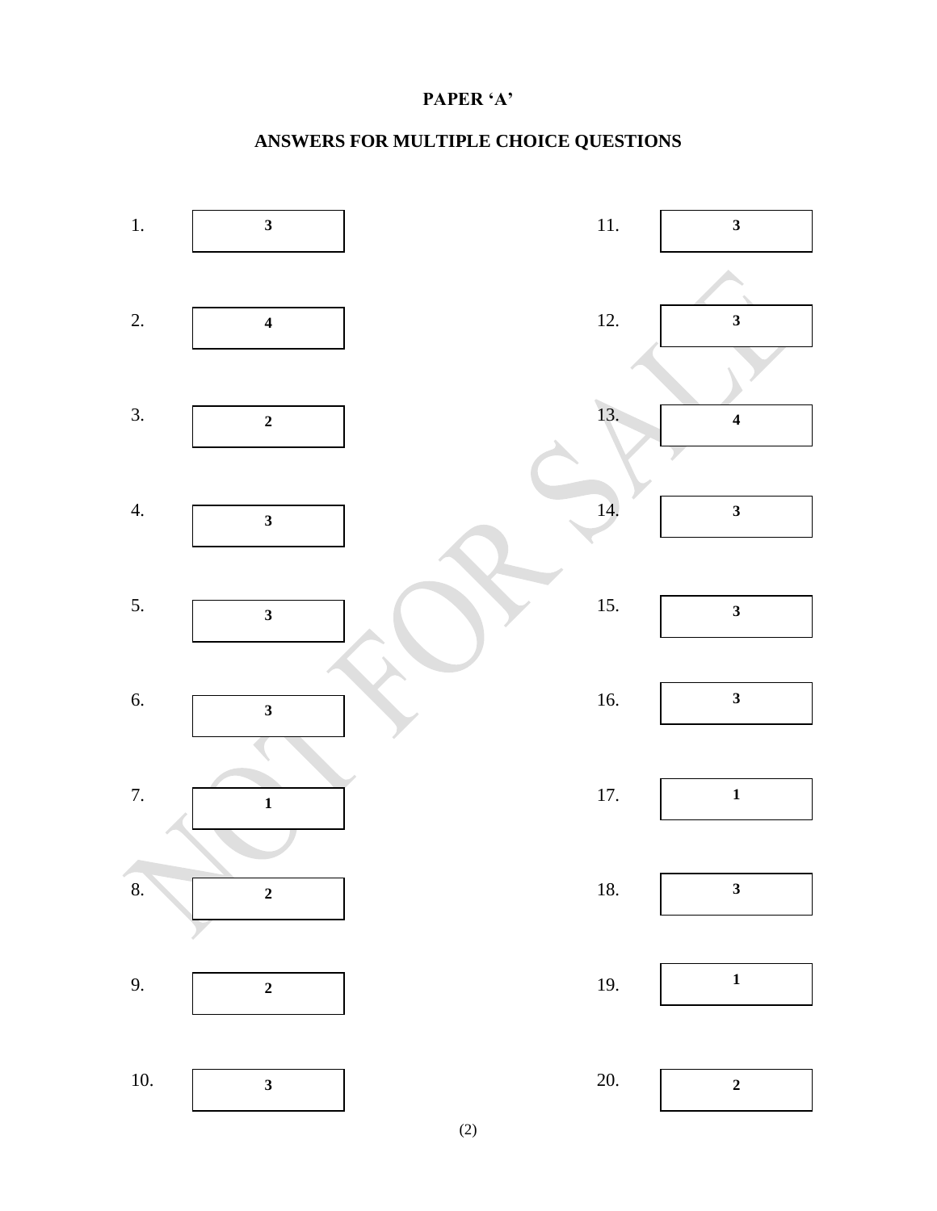**PAPER 'A'**

**ANSWERS FOR MULTIPLE CHOICE QUESTIONS**

| Question | Answer | Question | Answer |
|---|---|---|---|
| 1. | **3** | 11. | **3** |
| 2. | **4** | 12. | **3** |
| 3. | **2** | 13. | **4** |
| 4. | **3** | 14. | **3** |
| 5. | **3** | 15. | **3** |
| 6. | **3** | 16. | **3** |
| 7. | **1** | 17. | **1** |
| 8. | **2** | 18. | **3** |
| 9. | **2** | 19. | **1** |
| 10. | **3** | 20. | **2** |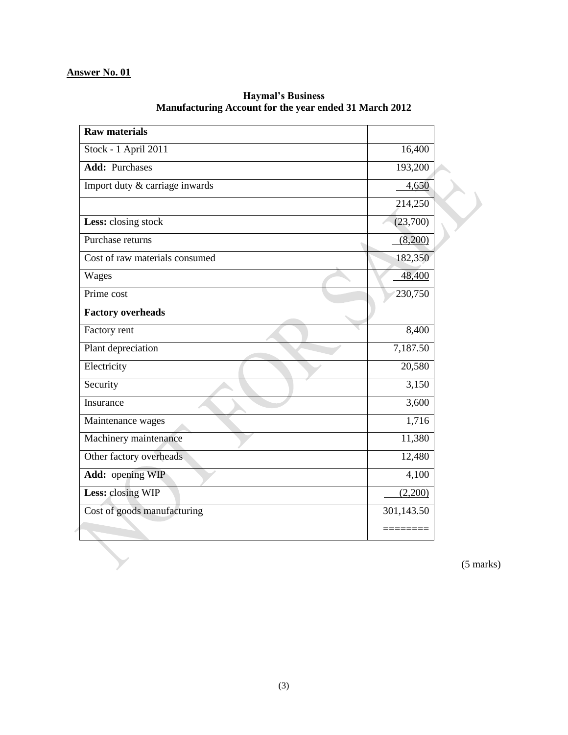**Answer No. 01**

**Haymal's Business**
**Manufacturing Account for the year ended 31 March 2012**

| **Raw materials** | |
|---|---|
| Stock - 1 April 2011 | 16,400 |
| **Add:** Purchases | 193,200 |
| Import duty & carriage inwards | 4,650 |
| | 214,250 |
| **Less:** closing stock | (23,700) |
| Purchase returns | (8,200) |
| Cost of raw materials consumed | 182,350 |
| Wages | 48,400 |
| Prime cost | 230,750 |
| **Factory overheads** | |
| Factory rent | 8,400 |
| Plant depreciation | 7,187.50 |
| Electricity | 20,580 |
| Security | 3,150 |
| Insurance | 3,600 |
| Maintenance wages | 1,716 |
| Machinery maintenance | 11,380 |
| Other factory overheads | 12,480 |
| **Add:** opening WIP | 4,100 |
| **Less:** closing WIP | (2,200) |
| Cost of goods manufacturing | 301,143.50 |
| | ======== |

(5 marks)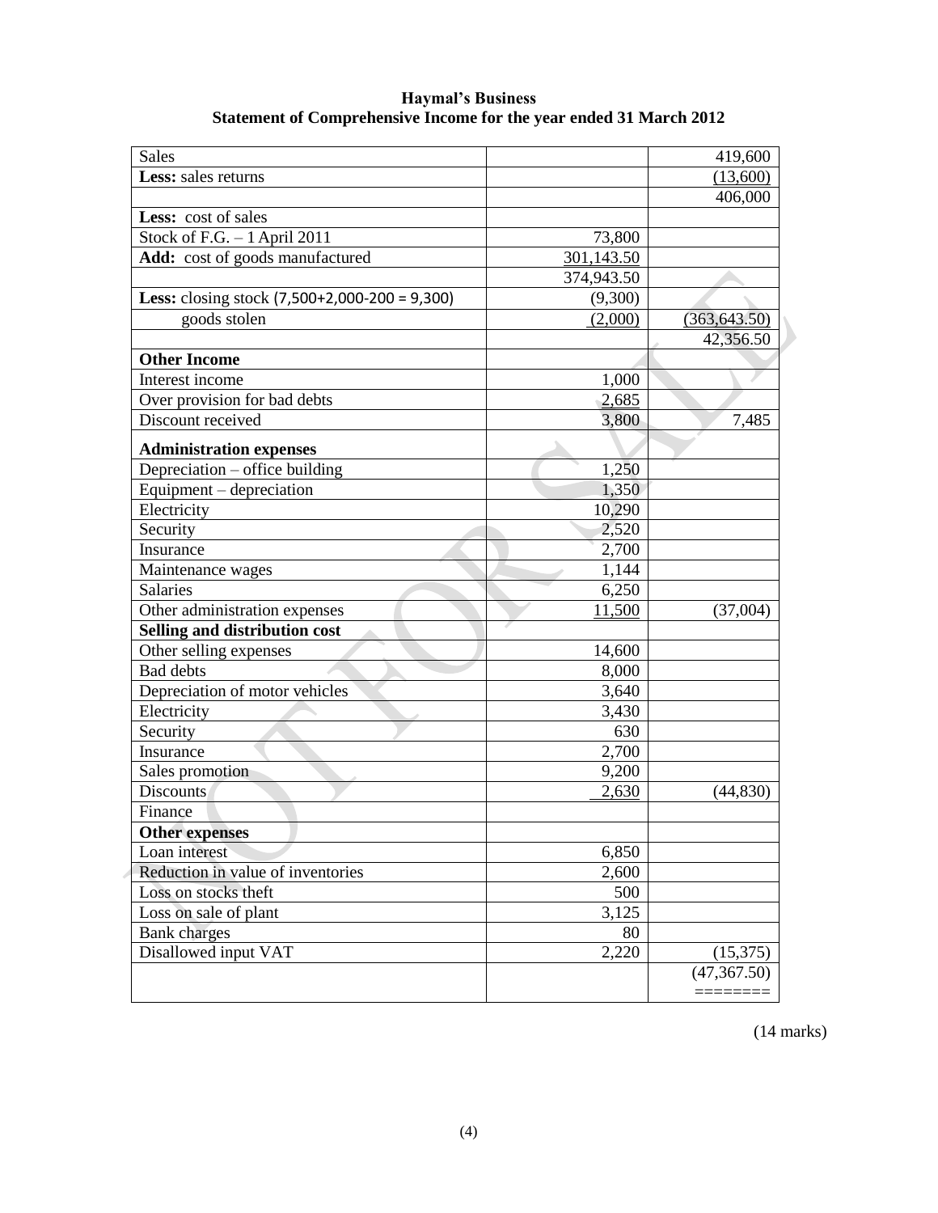**Haymal's Business**
**Statement of Comprehensive Income for the year ended 31 March 2012**

| | | |
|---|---|---|
| Sales | | 419,600 |
| **Less:** sales returns | | (13,600) |
| | | 406,000 |
| **Less:** cost of sales | | |
| Stock of F.G. – 1 April 2011 | 73,800 | |
| **Add:** cost of goods manufactured | 301,143.50 | |
| | 374,943.50 | |
| **Less:** closing stock (7,500+2,000-200 = 9,300) | (9,300) | |
| goods stolen | (2,000) | (363,643.50) |
| | | 42,356.50 |
| **Other Income** | | |
| Interest income | 1,000 | |
| Over provision for bad debts | 2,685 | |
| Discount received | 3,800 | 7,485 |
| **Administration expenses** | | |
| Depreciation – office building | 1,250 | |
| Equipment – depreciation | 1,350 | |
| Electricity | 10,290 | |
| Security | 2,520 | |
| Insurance | 2,700 | |
| Maintenance wages | 1,144 | |
| Salaries | 6,250 | |
| Other administration expenses | 11,500 | (37,004) |
| **Selling and distribution cost** | | |
| Other selling expenses | 14,600 | |
| Bad debts | 8,000 | |
| Depreciation of motor vehicles | 3,640 | |
| Electricity | 3,430 | |
| Security | 630 | |
| Insurance | 2,700 | |
| Sales promotion | 9,200 | |
| Discounts | 2,630 | (44,830) |
| Finance | | |
| **Other expenses** | | |
| Loan interest | 6,850 | |
| Reduction in value of inventories | 2,600 | |
| Loss on stocks theft | 500 | |
| Loss on sale of plant | 3,125 | |
| Bank charges | 80 | |
| Disallowed input VAT | 2,220 | (15,375) |
| | | (47,367.50) |
| | | ======== |

(14 marks)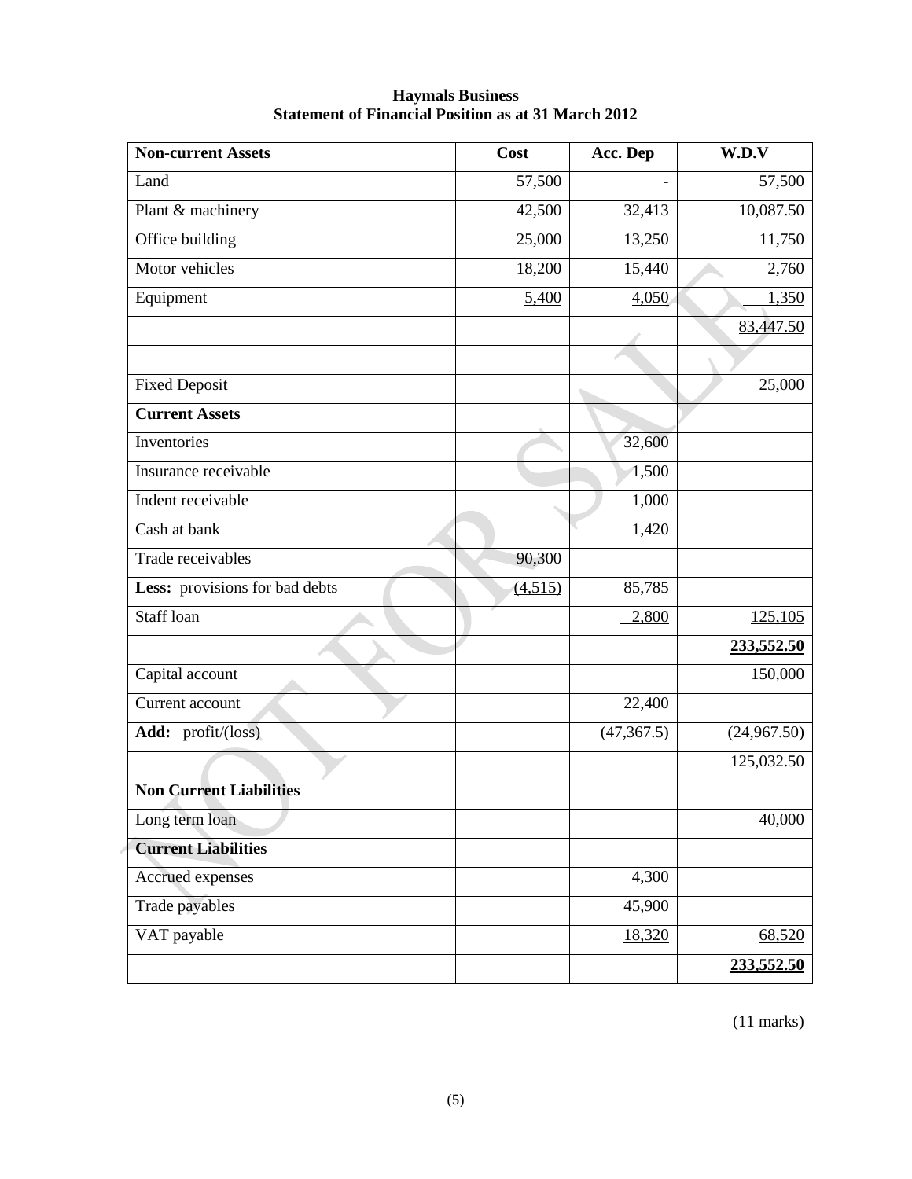**Haymals Business**
**Statement of Financial Position as at 31 March 2012**

| **Non-current Assets** | **Cost** | **Acc. Dep** | **W.D.V** |
|---|---|---|---|
| Land | 57,500 | - | 57,500 |
| Plant & machinery | 42,500 | 32,413 | 10,087.50 |
| Office building | 25,000 | 13,250 | 11,750 |
| Motor vehicles | 18,200 | 15,440 | 2,760 |
| Equipment | 5,400 | 4,050 | 1,350 |
| | | | 83,447.50 |
| | | | |
| Fixed Deposit | | | 25,000 |
| **Current Assets** | | | |
| Inventories | | 32,600 | |
| Insurance receivable | | 1,500 | |
| Indent receivable | | 1,000 | |
| Cash at bank | | 1,420 | |
| Trade receivables | 90,300 | | |
| **Less:** provisions for bad debts | (4,515) | 85,785 | |
| Staff loan | | 2,800 | 125,105 |
| | | | **233,552.50** |
| Capital account | | | 150,000 |
| Current account | | 22,400 | |
| **Add:** profit/(loss) | | (47,367.5) | (24,967.50) |
| | | | 125,032.50 |
| **Non Current Liabilities** | | | |
| Long term loan | | | 40,000 |
| **Current Liabilities** | | | |
| Accrued expenses | | 4,300 | |
| Trade payables | | 45,900 | |
| VAT payable | | 18,320 | 68,520 |
| | | | **233,552.50** |

(11 marks)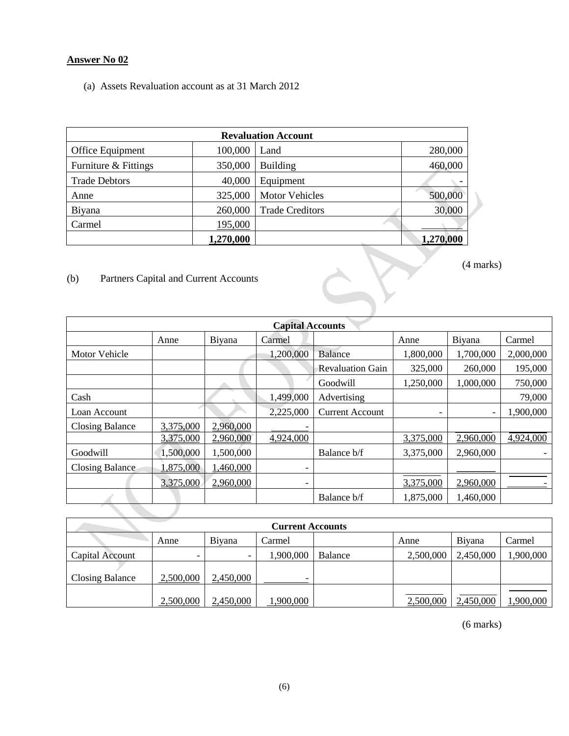**Answer No 02**

(a) Assets Revaluation account as at 31 March 2012

| Revaluation Account | | | |
|---|---|---|---|
| Office Equipment | 100,000 | Land | 280,000 |
| Furniture & Fittings | 350,000 | Building | 460,000 |
| Trade Debtors | 40,000 | Equipment | - |
| Anne | 325,000 | Motor Vehicles | 500,000 |
| Biyana | 260,000 | Trade Creditors | 30,000 |
| Carmel | 195,000 | | |
| | **1,270,000** | | **1,270,000** |

(4 marks)

(b) Partners Capital and Current Accounts

| Capital Accounts | | | | | | | |
|---|---|---|---|---|---|---|---|
| | Anne | Biyana | Carmel | | Anne | Biyana | Carmel |
| Motor Vehicle | | | 1,200,000 | Balance | 1,800,000 | 1,700,000 | 2,000,000 |
| | | | | Revaluation Gain | 325,000 | 260,000 | 195,000 |
| | | | | Goodwill | 1,250,000 | 1,000,000 | 750,000 |
| Cash | | | 1,499,000 | Advertising | | | 79,000 |
| Loan Account | | | 2,225,000 | Current Account | - | - | 1,900,000 |
| Closing Balance | 3,375,000 | 2,960,000 | - | | | | |
| | 3,375,000 | 2,960,000 | 4,924,000 | | 3,375,000 | 2,960,000 | 4,924,000 |
| Goodwill | 1,500,000 | 1,500,000 | | Balance b/f | 3,375,000 | 2,960,000 | - |
| Closing Balance | 1,875,000 | 1,460,000 | - | | | | |
| | 3,375,000 | 2,960,000 | - | | 3,375,000 | 2,960,000 | - |
| | | | | Balance b/f | 1,875,000 | 1,460,000 | |

| Current Accounts | | | | | | | |
|---|---|---|---|---|---|---|---|
| | Anne | Biyana | Carmel | | Anne | Biyana | Carmel |
| Capital Account | - | - | 1,900,000 | Balance | 2,500,000 | 2,450,000 | 1,900,000 |
| Closing Balance | 2,500,000 | 2,450,000 | - | | | | |
| | 2,500,000 | 2,450,000 | 1,900,000 | | 2,500,000 | 2,450,000 | 1,900,000 |

(6 marks)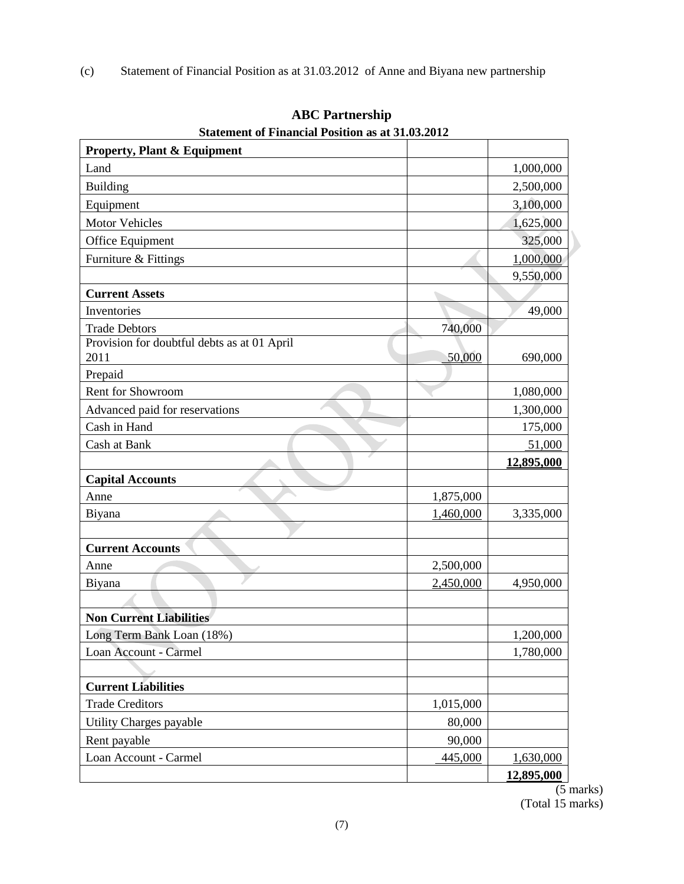(c) Statement of Financial Position as at 31.03.2012 of Anne and Biyana new partnership

**ABC Partnership**

**Statement of Financial Position as at 31.03.2012**

| | | |
|---|---|---|
| **Property, Plant & Equipment** | | |
| Land | | 1,000,000 |
| Building | | 2,500,000 |
| Equipment | | 3,100,000 |
| Motor Vehicles | | 1,625,000 |
| Office Equipment | | 325,000 |
| Furniture & Fittings | | 1,000,000 |
| | | 9,550,000 |
| **Current Assets** | | |
| Inventories | | 49,000 |
| Trade Debtors | 740,000 | |
| Provision for doubtful debts as at 01 April 2011 | 50,000 | 690,000 |
| Prepaid | | |
| Rent for Showroom | | 1,080,000 |
| Advanced paid for reservations | | 1,300,000 |
| Cash in Hand | | 175,000 |
| Cash at Bank | | 51,000 |
| | | **12,895,000** |
| **Capital Accounts** | | |
| Anne | 1,875,000 | |
| Biyana | 1,460,000 | 3,335,000 |
| | | |
| **Current Accounts** | | |
| Anne | 2,500,000 | |
| Biyana | 2,450,000 | 4,950,000 |
| | | |
| **Non Current Liabilities** | | |
| Long Term Bank Loan (18%) | | 1,200,000 |
| Loan Account - Carmel | | 1,780,000 |
| | | |
| **Current Liabilities** | | |
| Trade Creditors | 1,015,000 | |
| Utility Charges payable | 80,000 | |
| Rent payable | 90,000 | |
| Loan Account - Carmel | 445,000 | 1,630,000 |
| | | **12,895,000** |

(5 marks)

(Total 15 marks)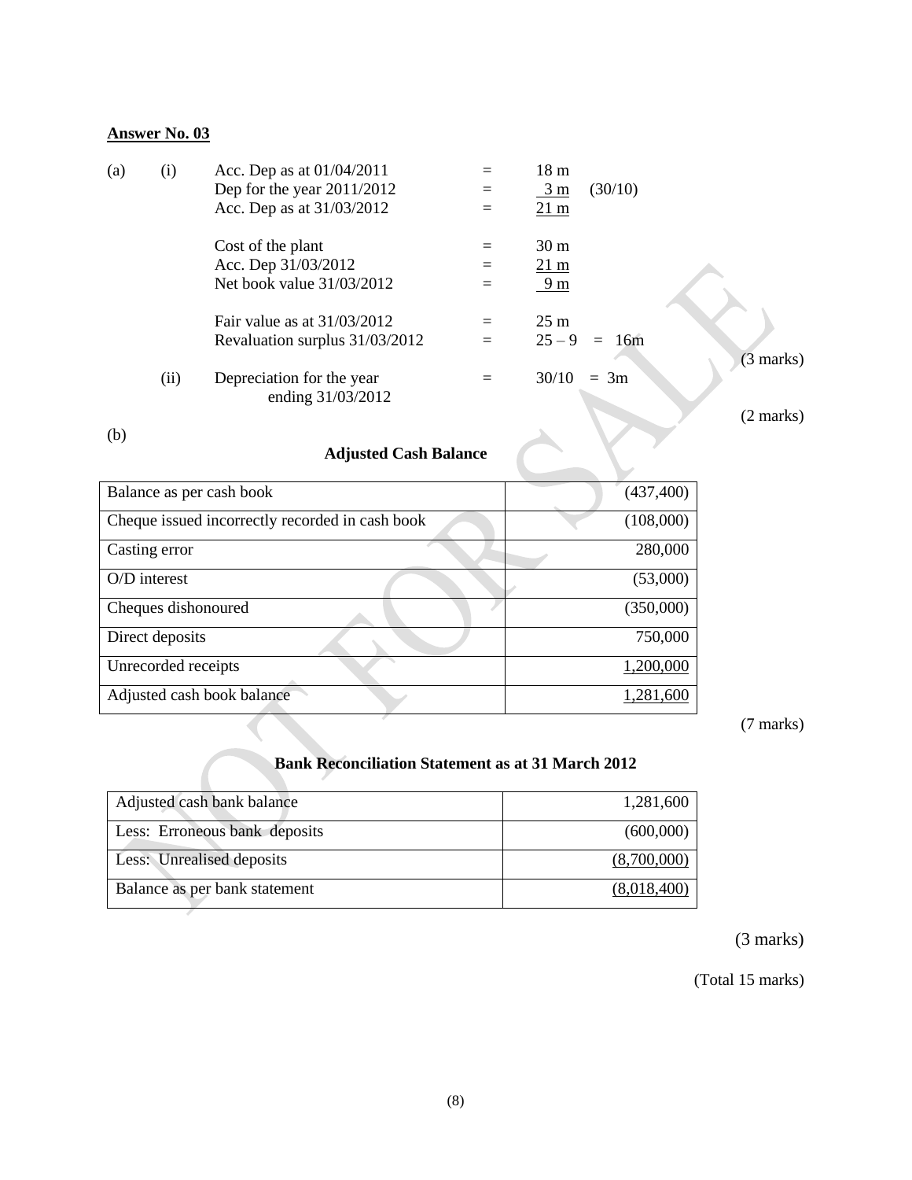**Answer No. 03**

(a) (i)

| | | | |
|---|---|---|---|
| Acc. Dep as at 01/04/2011 | = | 18 m | |
| Dep for the year 2011/2012 | = | 3 m | (30/10) |
| Acc. Dep as at 31/03/2012 | = | 21 m | |
| | | | |
| Cost of the plant | = | 30 m | |
| Acc. Dep 31/03/2012 | = | 21 m | |
| Net book value 31/03/2012 | = | 9 m | |
| | | | |
| Fair value as at 31/03/2012 | = | 25 m | |
| Revaluation surplus 31/03/2012 | = | 25 – 9 = 16m | |

(3 marks)

(ii)

| | | |
|---|---|---|
| Depreciation for the year ending 31/03/2012 | = | 30/10 = 3m |

(2 marks)

(b)

**Adjusted Cash Balance**

| | |
|---|---:|
| Balance as per cash book | (437,400) |
| Cheque issued incorrectly recorded in cash book | (108,000) |
| Casting error | 280,000 |
| O/D interest | (53,000) |
| Cheques dishonoured | (350,000) |
| Direct deposits | 750,000 |
| Unrecorded receipts | 1,200,000 |
| Adjusted cash book balance | 1,281,600 |

(7 marks)

**Bank Reconciliation Statement as at 31 March 2012**

| | |
|---|---:|
| Adjusted cash bank balance | 1,281,600 |
| Less: Erroneous bank deposits | (600,000) |
| Less: Unrealised deposits | (8,700,000) |
| Balance as per bank statement | (8,018,400) |

(3 marks)

(Total 15 marks)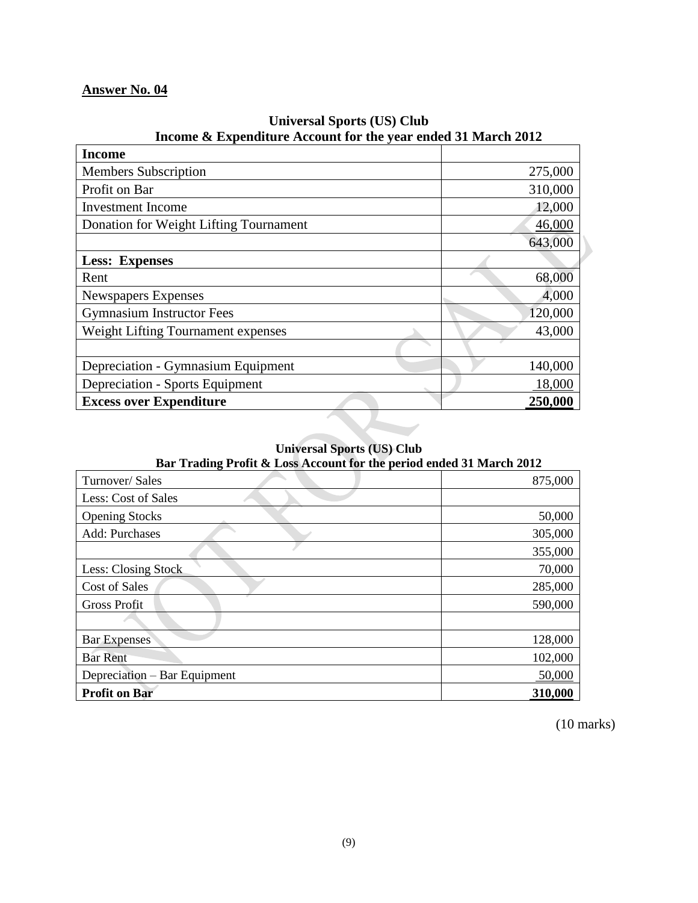**Answer No. 04**

**Universal Sports (US) Club**
**Income & Expenditure Account for the year ended 31 March 2012**

| **Income** | |
|---|---|
| Members Subscription | 275,000 |
| Profit on Bar | 310,000 |
| Investment Income | 12,000 |
| Donation for Weight Lifting Tournament | 46,000 |
| | 643,000 |
| **Less: Expenses** | |
| Rent | 68,000 |
| Newspapers Expenses | 4,000 |
| Gymnasium Instructor Fees | 120,000 |
| Weight Lifting Tournament expenses | 43,000 |
| | |
| Depreciation - Gymnasium Equipment | 140,000 |
| Depreciation - Sports Equipment | 18,000 |
| **Excess over Expenditure** | **250,000** |

**Universal Sports (US) Club**
**Bar Trading Profit & Loss Account for the period ended 31 March 2012**

| Turnover/ Sales | 875,000 |
|---|---|
| Less: Cost of Sales | |
| Opening Stocks | 50,000 |
| Add: Purchases | 305,000 |
| | 355,000 |
| Less: Closing Stock | 70,000 |
| Cost of Sales | 285,000 |
| Gross Profit | 590,000 |
| | |
| Bar Expenses | 128,000 |
| Bar Rent | 102,000 |
| Depreciation – Bar Equipment | 50,000 |
| **Profit on Bar** | **310,000** |

(10 marks)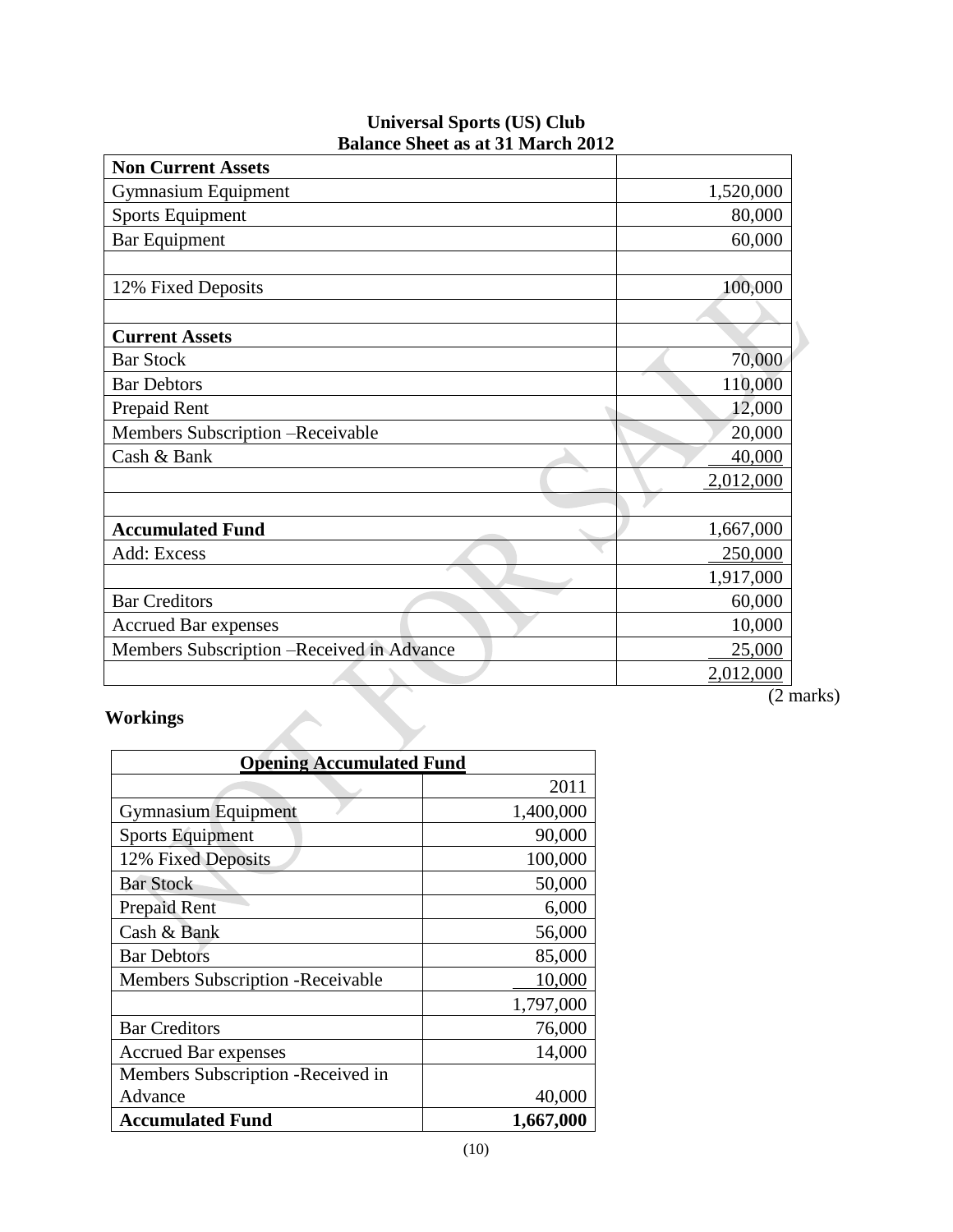**Universal Sports (US) Club**
**Balance Sheet as at 31 March 2012**

| **Non Current Assets** | |
|---|---|
| Gymnasium Equipment | 1,520,000 |
| Sports Equipment | 80,000 |
| Bar Equipment | 60,000 |
| | |
| 12% Fixed Deposits | 100,000 |
| | |
| **Current Assets** | |
| Bar Stock | 70,000 |
| Bar Debtors | 110,000 |
| Prepaid Rent | 12,000 |
| Members Subscription –Receivable | 20,000 |
| Cash & Bank | 40,000 |
| | 2,012,000 |
| | |
| **Accumulated Fund** | 1,667,000 |
| Add: Excess | 250,000 |
| | 1,917,000 |
| Bar Creditors | 60,000 |
| Accrued Bar expenses | 10,000 |
| Members Subscription –Received in Advance | 25,000 |
| | 2,012,000 |

(2 marks)

**Workings**

| **Opening Accumulated Fund** | |
|---|---|
| | 2011 |
| Gymnasium Equipment | 1,400,000 |
| Sports Equipment | 90,000 |
| 12% Fixed Deposits | 100,000 |
| Bar Stock | 50,000 |
| Prepaid Rent | 6,000 |
| Cash & Bank | 56,000 |
| Bar Debtors | 85,000 |
| Members Subscription -Receivable | 10,000 |
| | 1,797,000 |
| Bar Creditors | 76,000 |
| Accrued Bar expenses | 14,000 |
| Members Subscription -Received in Advance | 40,000 |
| **Accumulated Fund** | **1,667,000** |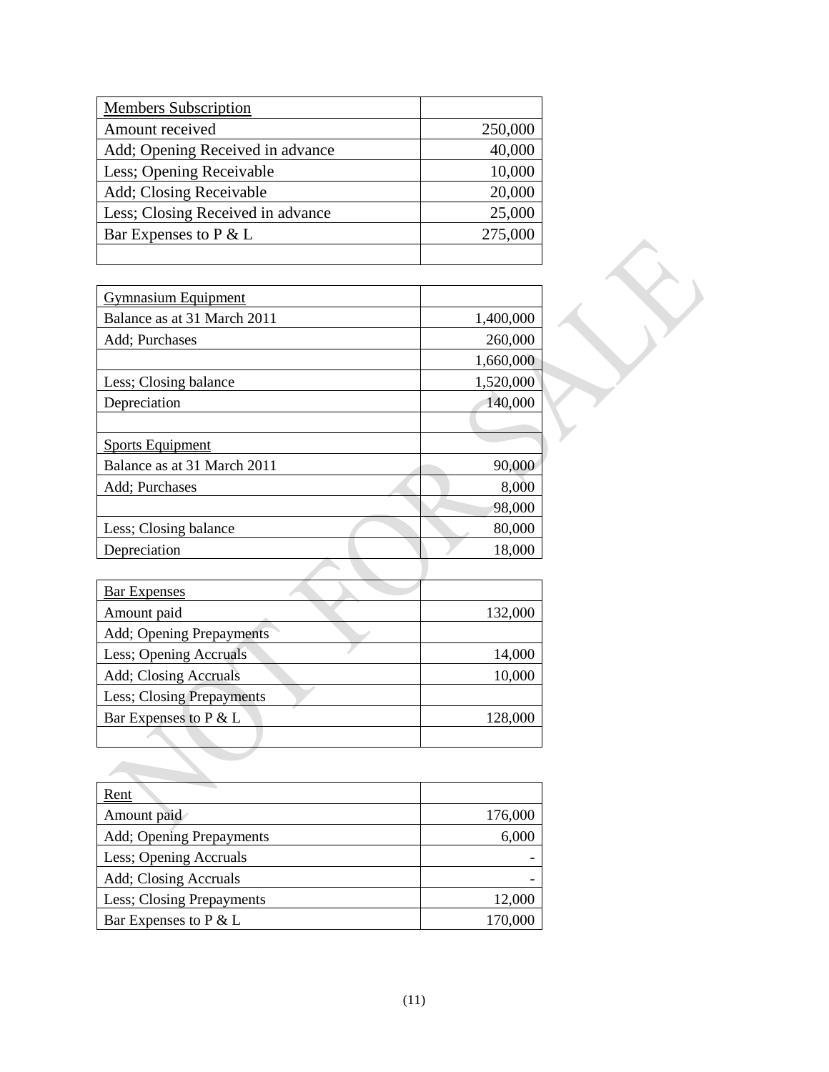| Members Subscription | |
|---|---|
| Amount received | 250,000 |
| Add; Opening Received in advance | 40,000 |
| Less; Opening Receivable | 10,000 |
| Add; Closing Receivable | 20,000 |
| Less; Closing Received in advance | 25,000 |
| Bar Expenses to P & L | 275,000 |
| | |

| Gymnasium Equipment | |
|---|---|
| Balance as at 31 March 2011 | 1,400,000 |
| Add; Purchases | 260,000 |
| | 1,660,000 |
| Less; Closing balance | 1,520,000 |
| Depreciation | 140,000 |
| | |
| Sports Equipment | |
| Balance as at 31 March 2011 | 90,000 |
| Add; Purchases | 8,000 |
| | 98,000 |
| Less; Closing balance | 80,000 |
| Depreciation | 18,000 |

| Bar Expenses | |
|---|---|
| Amount paid | 132,000 |
| Add; Opening Prepayments | |
| Less; Opening Accruals | 14,000 |
| Add; Closing Accruals | 10,000 |
| Less; Closing Prepayments | |
| Bar Expenses to P & L | 128,000 |
| | |

| Rent | |
|---|---|
| Amount paid | 176,000 |
| Add; Opening Prepayments | 6,000 |
| Less; Opening Accruals | - |
| Add; Closing Accruals | - |
| Less; Closing Prepayments | 12,000 |
| Bar Expenses to P & L | 170,000 |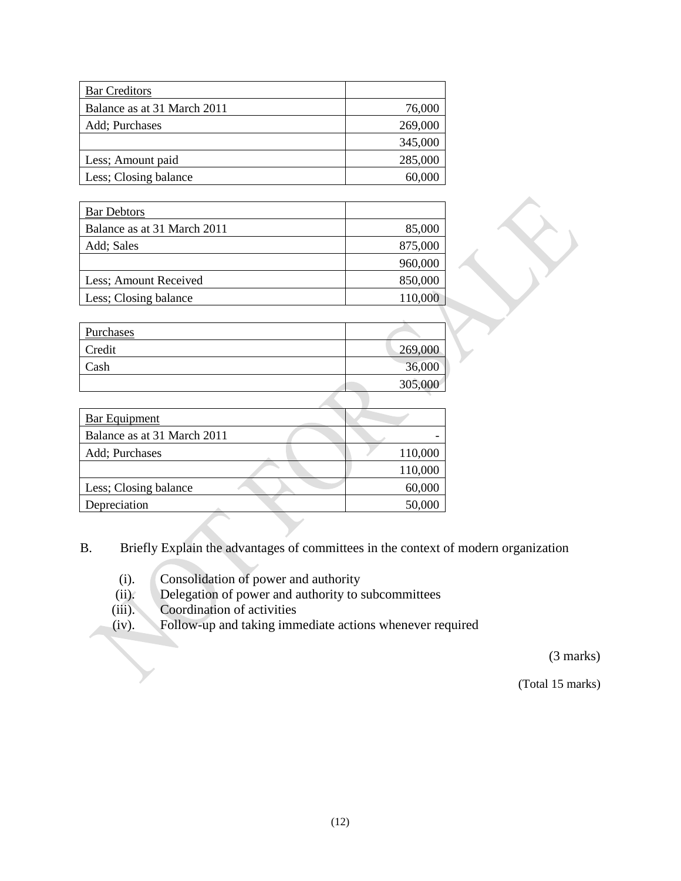| Bar Creditors | |
|---|---|
| Balance as at 31 March 2011 | 76,000 |
| Add; Purchases | 269,000 |
| | 345,000 |
| Less; Amount paid | 285,000 |
| Less; Closing balance | 60,000 |

| Bar Debtors | |
|---|---|
| Balance as at 31 March 2011 | 85,000 |
| Add; Sales | 875,000 |
| | 960,000 |
| Less; Amount Received | 850,000 |
| Less; Closing balance | 110,000 |

| Purchases | |
|---|---|
| Credit | 269,000 |
| Cash | 36,000 |
| | 305,000 |

| Bar Equipment | |
|---|---|
| Balance as at 31 March 2011 | - |
| Add; Purchases | 110,000 |
| | 110,000 |
| Less; Closing balance | 60,000 |
| Depreciation | 50,000 |

B. Briefly Explain the advantages of committees in the context of modern organization

(i). Consolidation of power and authority
(ii). Delegation of power and authority to subcommittees
(iii). Coordination of activities
(iv). Follow-up and taking immediate actions whenever required

(3 marks)

(Total 15 marks)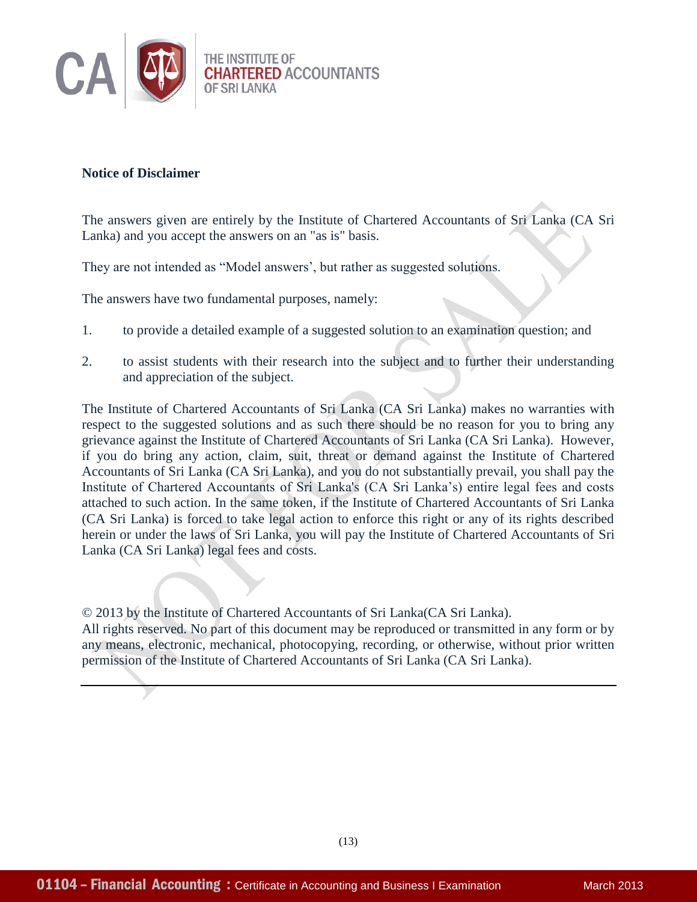**Notice of Disclaimer**

The answers given are entirely by the Institute of Chartered Accountants of Sri Lanka (CA Sri Lanka) and you accept the answers on an "as is" basis.

They are not intended as "Model answers', but rather as suggested solutions.

The answers have two fundamental purposes, namely:

1. to provide a detailed example of a suggested solution to an examination question; and

2. to assist students with their research into the subject and to further their understanding and appreciation of the subject.

The Institute of Chartered Accountants of Sri Lanka (CA Sri Lanka) makes no warranties with respect to the suggested solutions and as such there should be no reason for you to bring any grievance against the Institute of Chartered Accountants of Sri Lanka (CA Sri Lanka). However, if you do bring any action, claim, suit, threat or demand against the Institute of Chartered Accountants of Sri Lanka (CA Sri Lanka), and you do not substantially prevail, you shall pay the Institute of Chartered Accountants of Sri Lanka's (CA Sri Lanka's) entire legal fees and costs attached to such action. In the same token, if the Institute of Chartered Accountants of Sri Lanka (CA Sri Lanka) is forced to take legal action to enforce this right or any of its rights described herein or under the laws of Sri Lanka, you will pay the Institute of Chartered Accountants of Sri Lanka (CA Sri Lanka) legal fees and costs.

© 2013 by the Institute of Chartered Accountants of Sri Lanka(CA Sri Lanka).
All rights reserved. No part of this document may be reproduced or transmitted in any form or by any means, electronic, mechanical, photocopying, recording, or otherwise, without prior written permission of the Institute of Chartered Accountants of Sri Lanka (CA Sri Lanka).